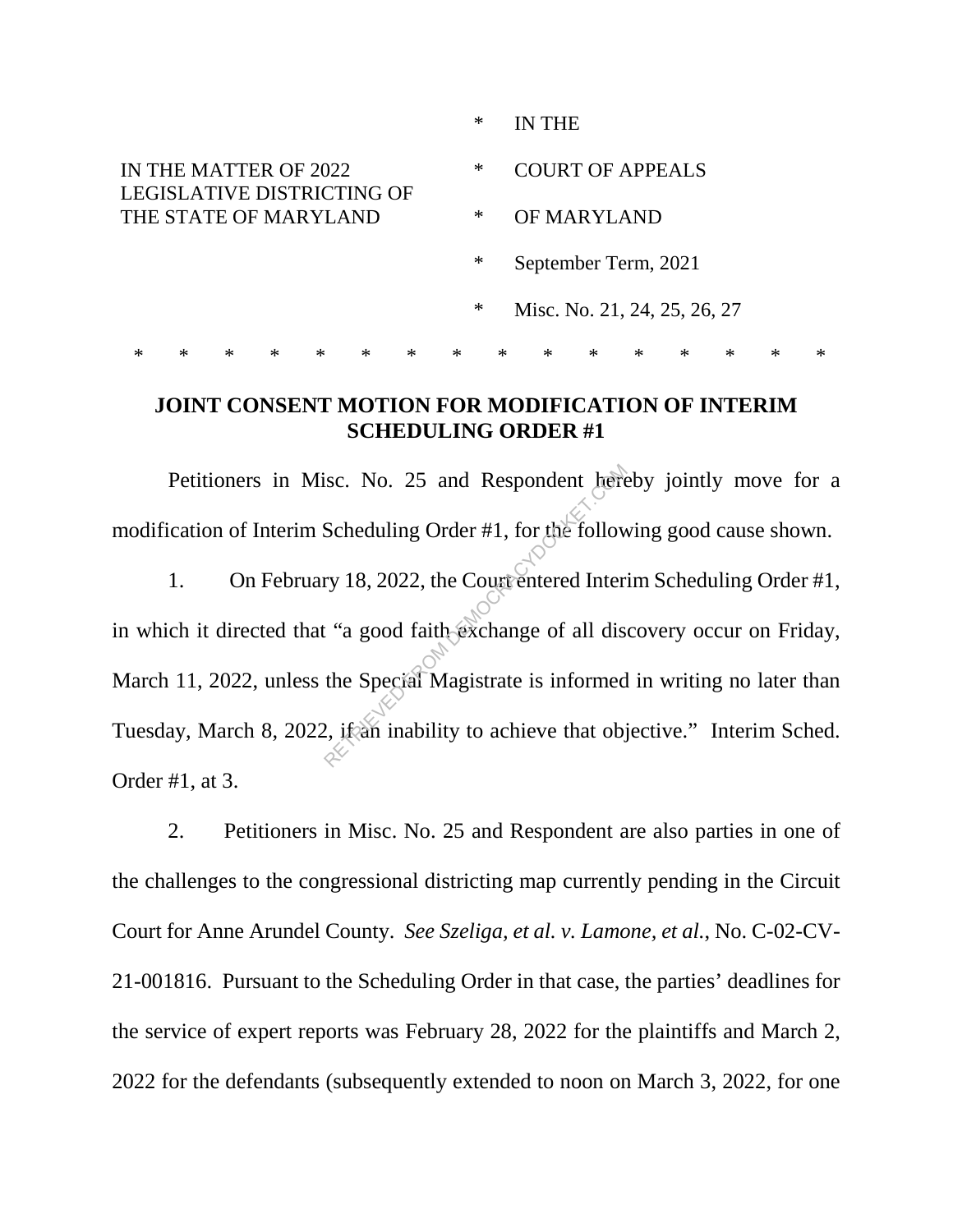| | * | IN THE |
|---|---|---|
| IN THE MATTER OF 2022 LEGISLATIVE DISTRICTING OF THE STATE OF MARYLAND | * | COURT OF APPEALS |
| | * | OF MARYLAND |
| | * | September Term, 2021 |
| | * | Misc. No. 21, 24, 25, 26, 27 |

\* \* \* \* \* \* \* \* \* \* \* \* \* \* \* \*

**JOINT CONSENT MOTION FOR MODIFICATION OF INTERIM SCHEDULING ORDER #1**

Petitioners in Misc. No. 25 and Respondent hereby jointly move for a modification of Interim Scheduling Order #1, for the following good cause shown.

1. On February 18, 2022, the Court entered Interim Scheduling Order #1, in which it directed that "a good faith exchange of all discovery occur on Friday, March 11, 2022, unless the Special Magistrate is informed in writing no later than Tuesday, March 8, 2022, if an inability to achieve that objective." Interim Sched. Order #1, at 3.

2. Petitioners in Misc. No. 25 and Respondent are also parties in one of the challenges to the congressional districting map currently pending in the Circuit Court for Anne Arundel County. *See Szeliga, et al. v. Lamone, et al.*, No. C-02-CV-21-001816. Pursuant to the Scheduling Order in that case, the parties' deadlines for the service of expert reports was February 28, 2022 for the plaintiffs and March 2, 2022 for the defendants (subsequently extended to noon on March 3, 2022, for one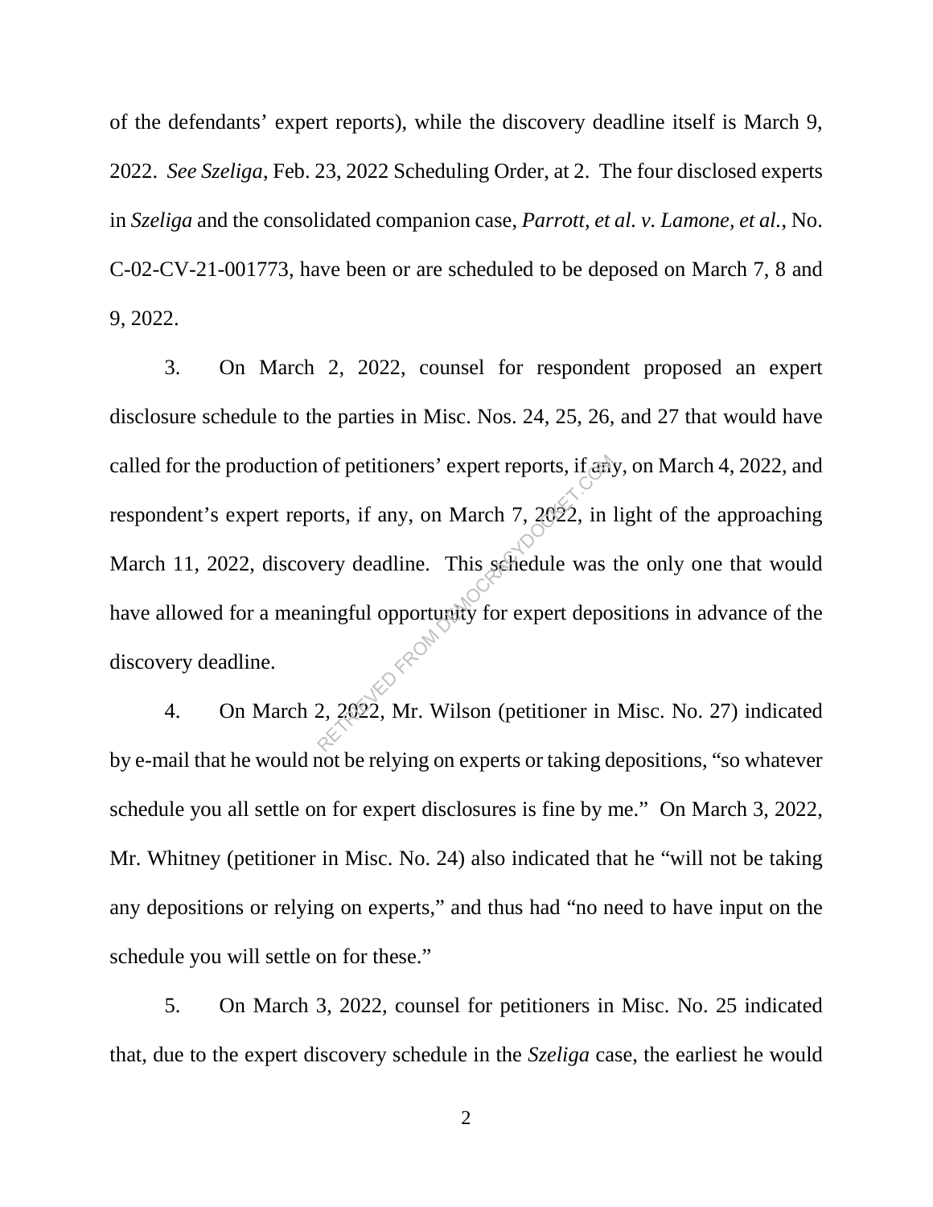of the defendants' expert reports), while the discovery deadline itself is March 9, 2022. *See Szeliga*, Feb. 23, 2022 Scheduling Order, at 2. The four disclosed experts in *Szeliga* and the consolidated companion case, *Parrott, et al. v. Lamone, et al.*, No. C-02-CV-21-001773, have been or are scheduled to be deposed on March 7, 8 and 9, 2022.

3. On March 2, 2022, counsel for respondent proposed an expert disclosure schedule to the parties in Misc. Nos. 24, 25, 26, and 27 that would have called for the production of petitioners' expert reports, if any, on March 4, 2022, and respondent's expert reports, if any, on March 7, 2022, in light of the approaching March 11, 2022, discovery deadline. This schedule was the only one that would have allowed for a meaningful opportunity for expert depositions in advance of the discovery deadline.

4. On March 2, 2022, Mr. Wilson (petitioner in Misc. No. 27) indicated by e-mail that he would not be relying on experts or taking depositions, "so whatever schedule you all settle on for expert disclosures is fine by me." On March 3, 2022, Mr. Whitney (petitioner in Misc. No. 24) also indicated that he "will not be taking any depositions or relying on experts," and thus had "no need to have input on the schedule you will settle on for these."

5. On March 3, 2022, counsel for petitioners in Misc. No. 25 indicated that, due to the expert discovery schedule in the *Szeliga* case, the earliest he would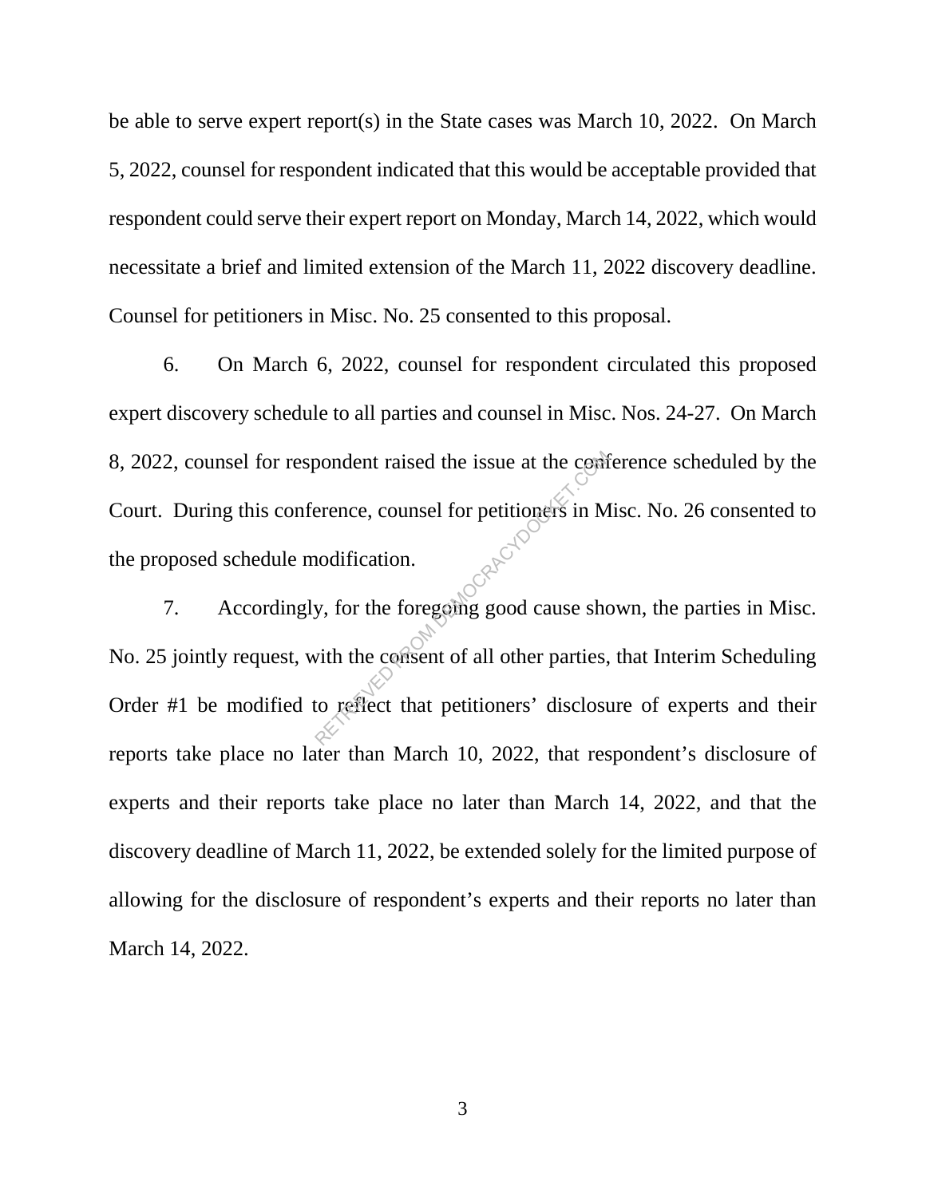be able to serve expert report(s) in the State cases was March 10, 2022. On March 5, 2022, counsel for respondent indicated that this would be acceptable provided that respondent could serve their expert report on Monday, March 14, 2022, which would necessitate a brief and limited extension of the March 11, 2022 discovery deadline. Counsel for petitioners in Misc. No. 25 consented to this proposal.

6. On March 6, 2022, counsel for respondent circulated this proposed expert discovery schedule to all parties and counsel in Misc. Nos. 24-27. On March 8, 2022, counsel for respondent raised the issue at the conference scheduled by the Court. During this conference, counsel for petitioners in Misc. No. 26 consented to the proposed schedule modification.

7. Accordingly, for the foregoing good cause shown, the parties in Misc. No. 25 jointly request, with the consent of all other parties, that Interim Scheduling Order #1 be modified to reflect that petitioners' disclosure of experts and their reports take place no later than March 10, 2022, that respondent's disclosure of experts and their reports take place no later than March 14, 2022, and that the discovery deadline of March 11, 2022, be extended solely for the limited purpose of allowing for the disclosure of respondent's experts and their reports no later than March 14, 2022.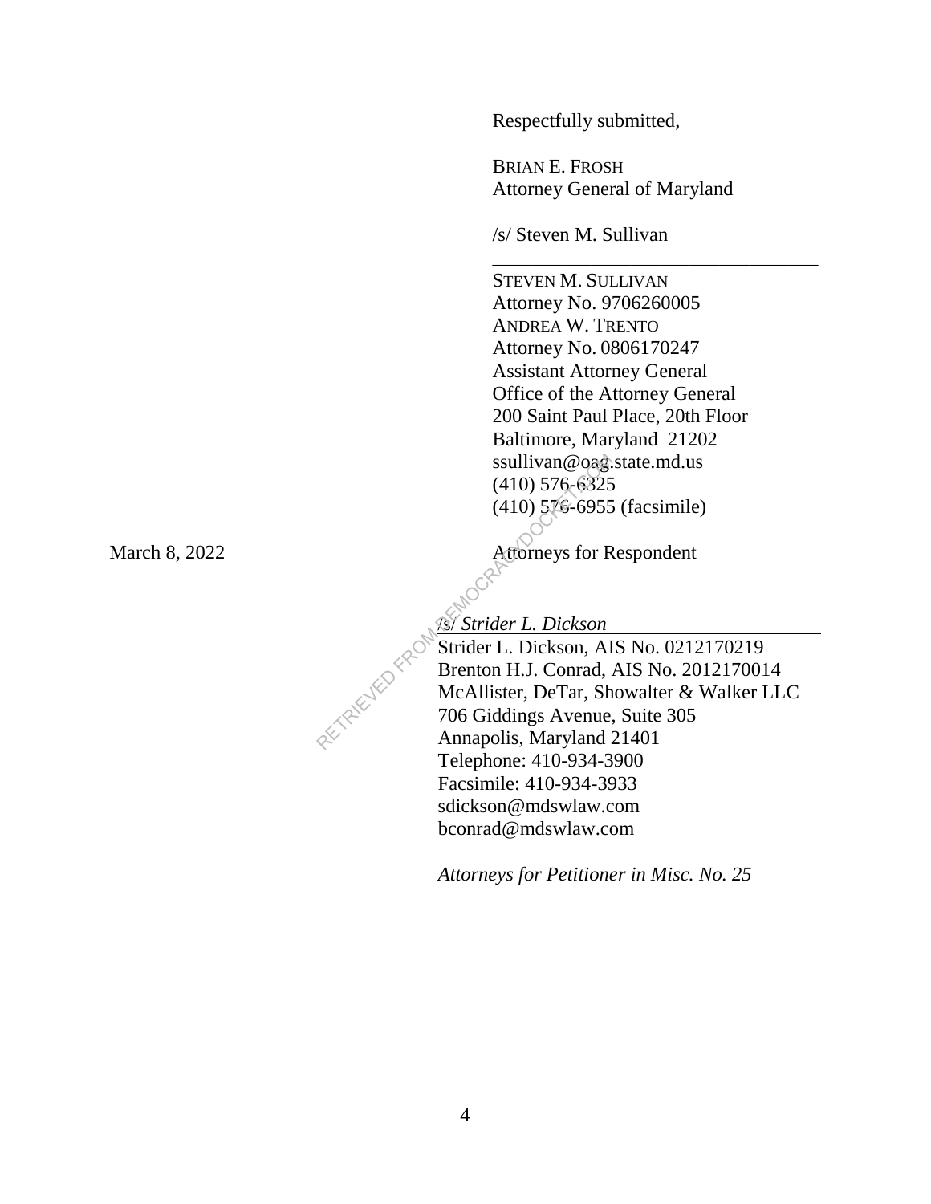Respectfully submitted,

BRIAN E. FROSH
Attorney General of Maryland

/s/ Steven M. Sullivan

STEVEN M. SULLIVAN
Attorney No. 9706260005
ANDREA W. TRENTO
Attorney No. 0806170247
Assistant Attorney General
Office of the Attorney General
200 Saint Paul Place, 20th Floor
Baltimore, Maryland 21202
ssullivan@oag.state.md.us
(410) 576-6325
(410) 576-6955 (facsimile)

March 8, 2022

Attorneys for Respondent

*/s/ Strider L. Dickson*
Strider L. Dickson, AIS No. 0212170219
Brenton H.J. Conrad, AIS No. 2012170014
McAllister, DeTar, Showalter & Walker LLC
706 Giddings Avenue, Suite 305
Annapolis, Maryland 21401
Telephone: 410-934-3900
Facsimile: 410-934-3933
sdickson@mdswlaw.com
bconrad@mdswlaw.com

*Attorneys for Petitioner in Misc. No. 25*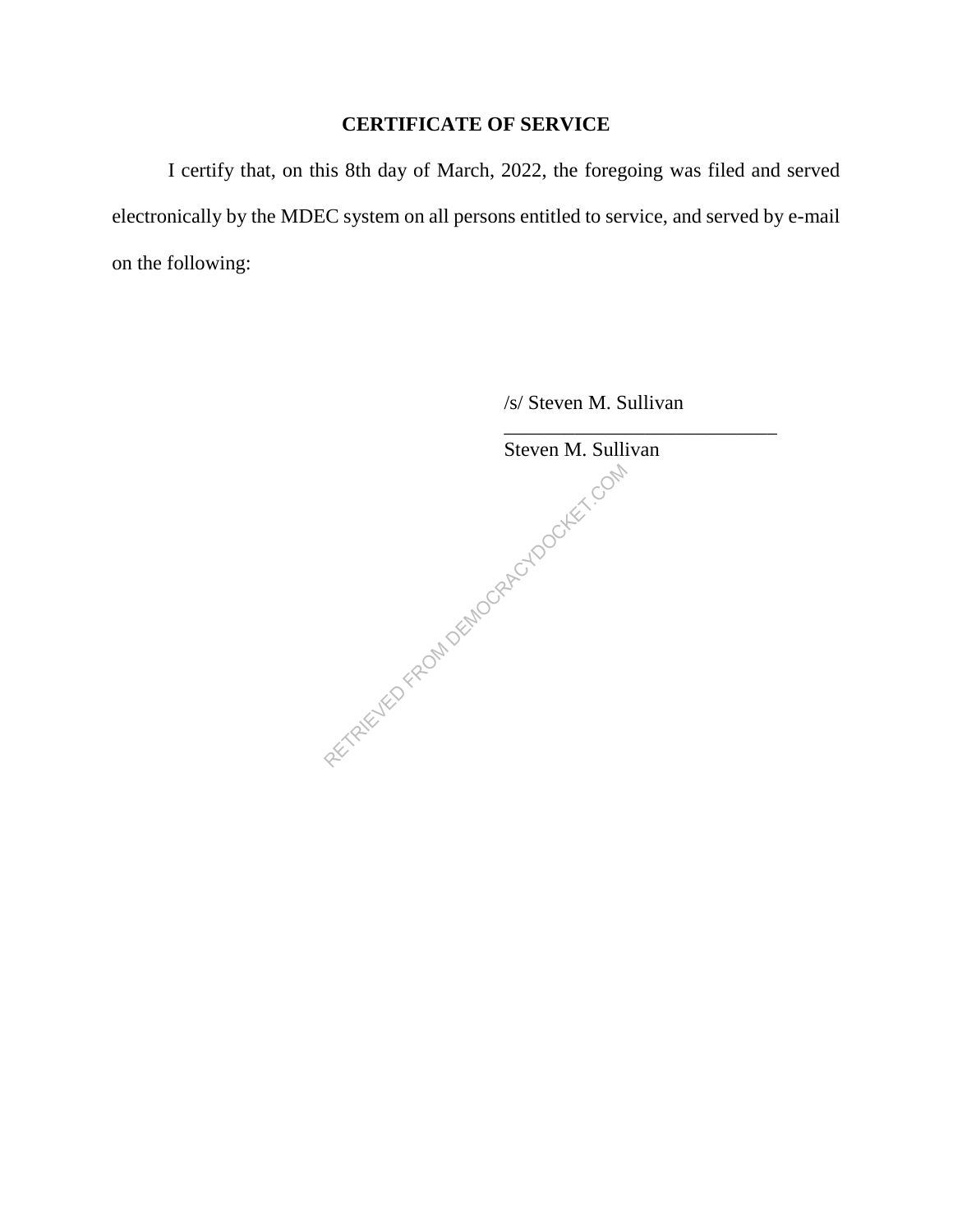## CERTIFICATE OF SERVICE

I certify that, on this 8th day of March, 2022, the foregoing was filed and served electronically by the MDEC system on all persons entitled to service, and served by e-mail on the following:

/s/ Steven M. Sullivan
\_\_\_\_\_\_\_\_\_\_\_\_\_\_\_\_\_\_\_\_\_\_\_\_\_\_\_\_
Steven M. Sullivan